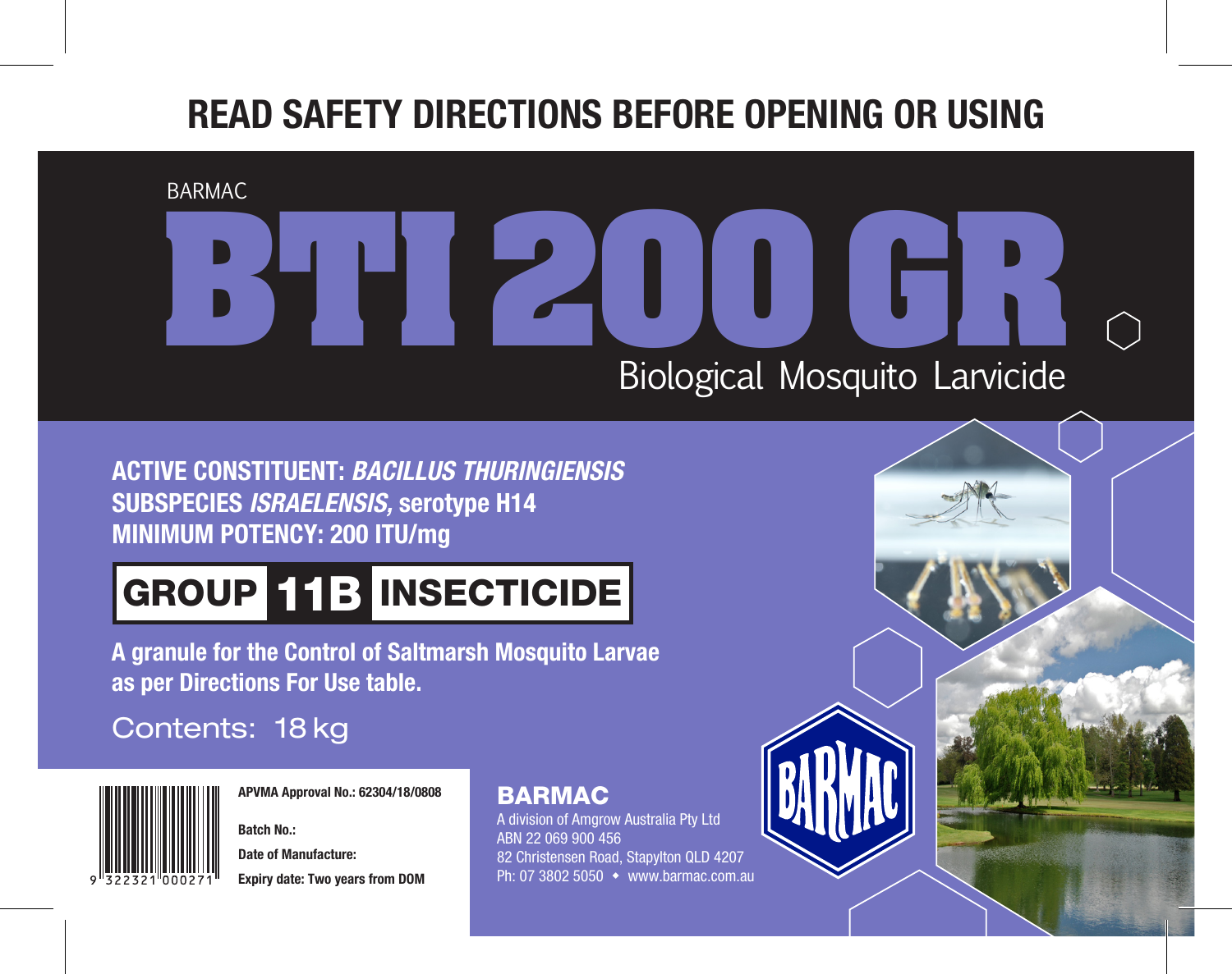# READ SAFETY DIRECTIONS BEFORE OPENING OR USING

BARMAC

# BTI 200 GR

Biological Mosquito Larvicide

**ACTIVE CONSTITUENT: *BACILLUS THURINGIENSIS* SUBSPECIES *ISRAELENSIS*, serotype H14**
**MINIMUM POTENCY: 200 ITU/mg**

**GROUP 11B INSECTICIDE**

**A granule for the Control of Saltmarsh Mosquito Larvae as per Directions For Use table.**

Contents: 18 kg

9 322321 000271

**APVMA Approval No.: 62304/18/0808**

**Batch No.:**

**Date of Manufacture:**

**Expiry date: Two years from DOM**

**BARMAC**
A division of Amgrow Australia Pty Ltd
ABN 22 069 900 456
82 Christensen Road, Stapylton QLD 4207
Ph: 07 3802 5050 ◆ www.barmac.com.au

BARMAC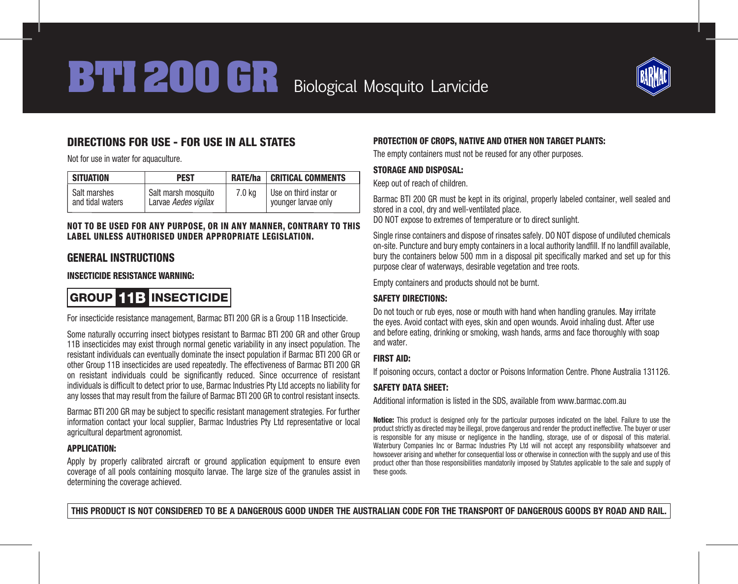# BTI 200 GR Biological Mosquito Larvicide

## DIRECTIONS FOR USE - FOR USE IN ALL STATES

Not for use in water for aquaculture.

| SITUATION | PEST | RATE/ha | CRITICAL COMMENTS |
|---|---|---|---|
| Salt marshes and tidal waters | Salt marsh mosquito Larvae *Aedes vigilax* | 7.0 kg | Use on third instar or younger larvae only |

**NOT TO BE USED FOR ANY PURPOSE, OR IN ANY MANNER, CONTRARY TO THIS LABEL UNLESS AUTHORISED UNDER APPROPRIATE LEGISLATION.**

## GENERAL INSTRUCTIONS

### INSECTICIDE RESISTANCE WARNING:

**GROUP 11B INSECTICIDE**

For insecticide resistance management, Barmac BTI 200 GR is a Group 11B Insecticide.

Some naturally occurring insect biotypes resistant to Barmac BTI 200 GR and other Group 11B insecticides may exist through normal genetic variability in any insect population. The resistant individuals can eventually dominate the insect population if Barmac BTI 200 GR or other Group 11B insecticides are used repeatedly. The effectiveness of Barmac BTI 200 GR on resistant individuals could be significantly reduced. Since occurrence of resistant individuals is difficult to detect prior to use, Barmac Industries Pty Ltd accepts no liability for any losses that may result from the failure of Barmac BTI 200 GR to control resistant insects.

Barmac BTI 200 GR may be subject to specific resistant management strategies. For further information contact your local supplier, Barmac Industries Pty Ltd representative or local agricultural department agronomist.

### APPLICATION:

Apply by properly calibrated aircraft or ground application equipment to ensure even coverage of all pools containing mosquito larvae. The large size of the granules assist in determining the coverage achieved.

### PROTECTION OF CROPS, NATIVE AND OTHER NON TARGET PLANTS:

The empty containers must not be reused for any other purposes.

### STORAGE AND DISPOSAL:

Keep out of reach of children.

Barmac BTI 200 GR must be kept in its original, properly labeled container, well sealed and stored in a cool, dry and well-ventilated place.
DO NOT expose to extremes of temperature or to direct sunlight.

Single rinse containers and dispose of rinsates safely. DO NOT dispose of undiluted chemicals on-site. Puncture and bury empty containers in a local authority landfill. If no landfill available, bury the containers below 500 mm in a disposal pit specifically marked and set up for this purpose clear of waterways, desirable vegetation and tree roots.

Empty containers and products should not be burnt.

### SAFETY DIRECTIONS:

Do not touch or rub eyes, nose or mouth with hand when handling granules. May irritate the eyes. Avoid contact with eyes, skin and open wounds. Avoid inhaling dust. After use and before eating, drinking or smoking, wash hands, arms and face thoroughly with soap and water.

### FIRST AID:

If poisoning occurs, contact a doctor or Poisons Information Centre. Phone Australia 131126.

### SAFETY DATA SHEET:

Additional information is listed in the SDS, available from www.barmac.com.au

**Notice:** This product is designed only for the particular purposes indicated on the label. Failure to use the product strictly as directed may be illegal, prove dangerous and render the product ineffective. The buyer or user is responsible for any misuse or negligence in the handling, storage, use of or disposal of this material. Waterbury Companies Inc or Barmac Industries Pty Ltd will not accept any responsibility whatsoever and howsoever arising and whether for consequential loss or otherwise in connection with the supply and use of this product other than those responsibilities mandatorily imposed by Statutes applicable to the sale and supply of these goods.

**THIS PRODUCT IS NOT CONSIDERED TO BE A DANGEROUS GOOD UNDER THE AUSTRALIAN CODE FOR THE TRANSPORT OF DANGEROUS GOODS BY ROAD AND RAIL.**